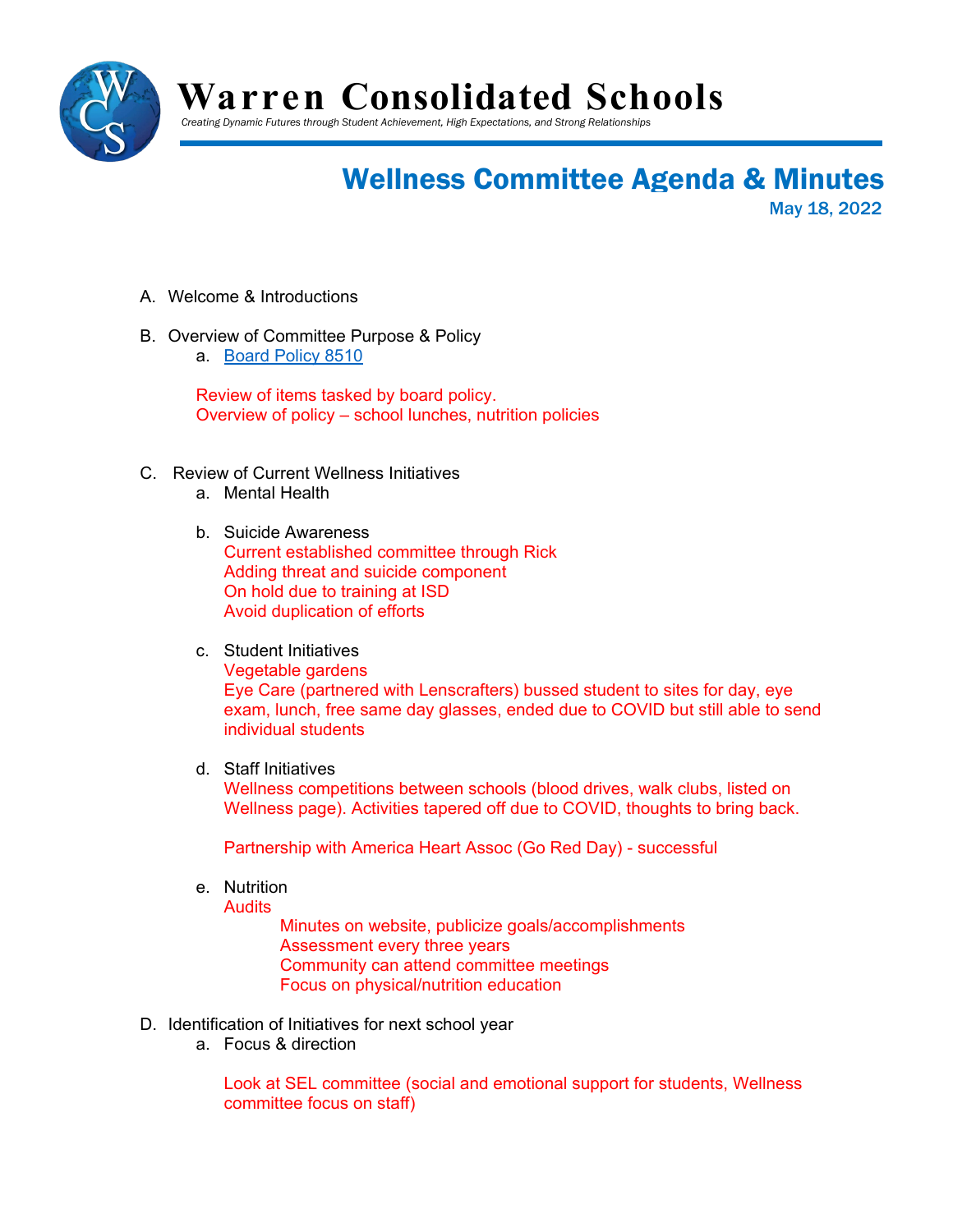# Warren Consolidated Schools

*Creating Dynamic Futures through Student Achievement, High Expectations, and Strong Relationships*

## Wellness Committee Agenda & Minutes

May 18, 2022

A. Welcome & Introductions

B. Overview of Committee Purpose & Policy
   a. [Board Policy 8510]

   Review of items tasked by board policy.
   Overview of policy – school lunches, nutrition policies

C. Review of Current Wellness Initiatives
   a. Mental Health

   b. Suicide Awareness
      Current established committee through Rick
      Adding threat and suicide component
      On hold due to training at ISD
      Avoid duplication of efforts

   c. Student Initiatives
      Vegetable gardens
      Eye Care (partnered with Lenscrafters) bussed student to sites for day, eye exam, lunch, free same day glasses, ended due to COVID but still able to send individual students

   d. Staff Initiatives
      Wellness competitions between schools (blood drives, walk clubs, listed on Wellness page). Activities tapered off due to COVID, thoughts to bring back.

      Partnership with America Heart Assoc (Go Red Day) - successful

   e. Nutrition
      Audits
         Minutes on website, publicize goals/accomplishments
         Assessment every three years
         Community can attend committee meetings
         Focus on physical/nutrition education

D. Identification of Initiatives for next school year
   a. Focus & direction

      Look at SEL committee (social and emotional support for students, Wellness committee focus on staff)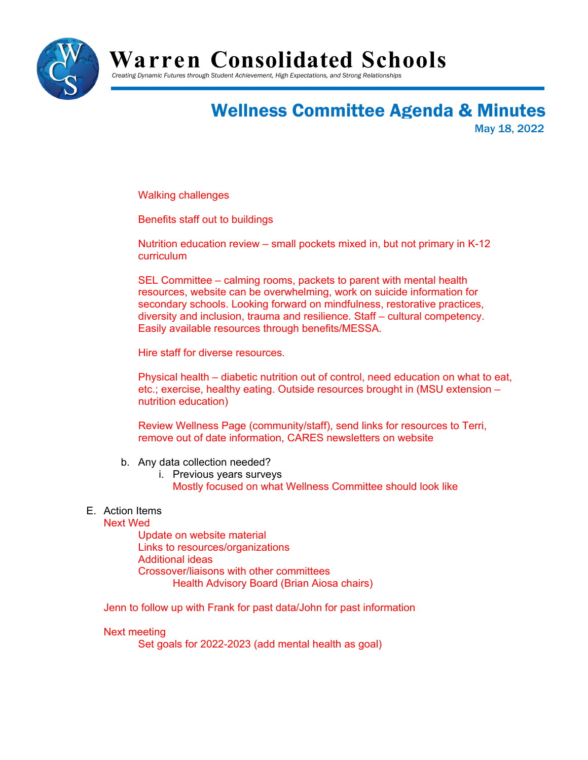# Warren Consolidated Schools

*Creating Dynamic Futures through Student Achievement, High Expectations, and Strong Relationships*

## Wellness Committee Agenda & Minutes

May 18, 2022

Walking challenges

Benefits staff out to buildings

Nutrition education review – small pockets mixed in, but not primary in K-12 curriculum

SEL Committee – calming rooms, packets to parent with mental health resources, website can be overwhelming, work on suicide information for secondary schools. Looking forward on mindfulness, restorative practices, diversity and inclusion, trauma and resilience. Staff – cultural competency. Easily available resources through benefits/MESSA.

Hire staff for diverse resources.

Physical health – diabetic nutrition out of control, need education on what to eat, etc.; exercise, healthy eating. Outside resources brought in (MSU extension – nutrition education)

Review Wellness Page (community/staff), send links for resources to Terri, remove out of date information, CARES newsletters on website

b. Any data collection needed?
   i. Previous years surveys
      Mostly focused on what Wellness Committee should look like

E. Action Items

Next Wed
- Update on website material
- Links to resources/organizations
- Additional ideas
- Crossover/liaisons with other committees
  - Health Advisory Board (Brian Aiosa chairs)

Jenn to follow up with Frank for past data/John for past information

Next meeting
- Set goals for 2022-2023 (add mental health as goal)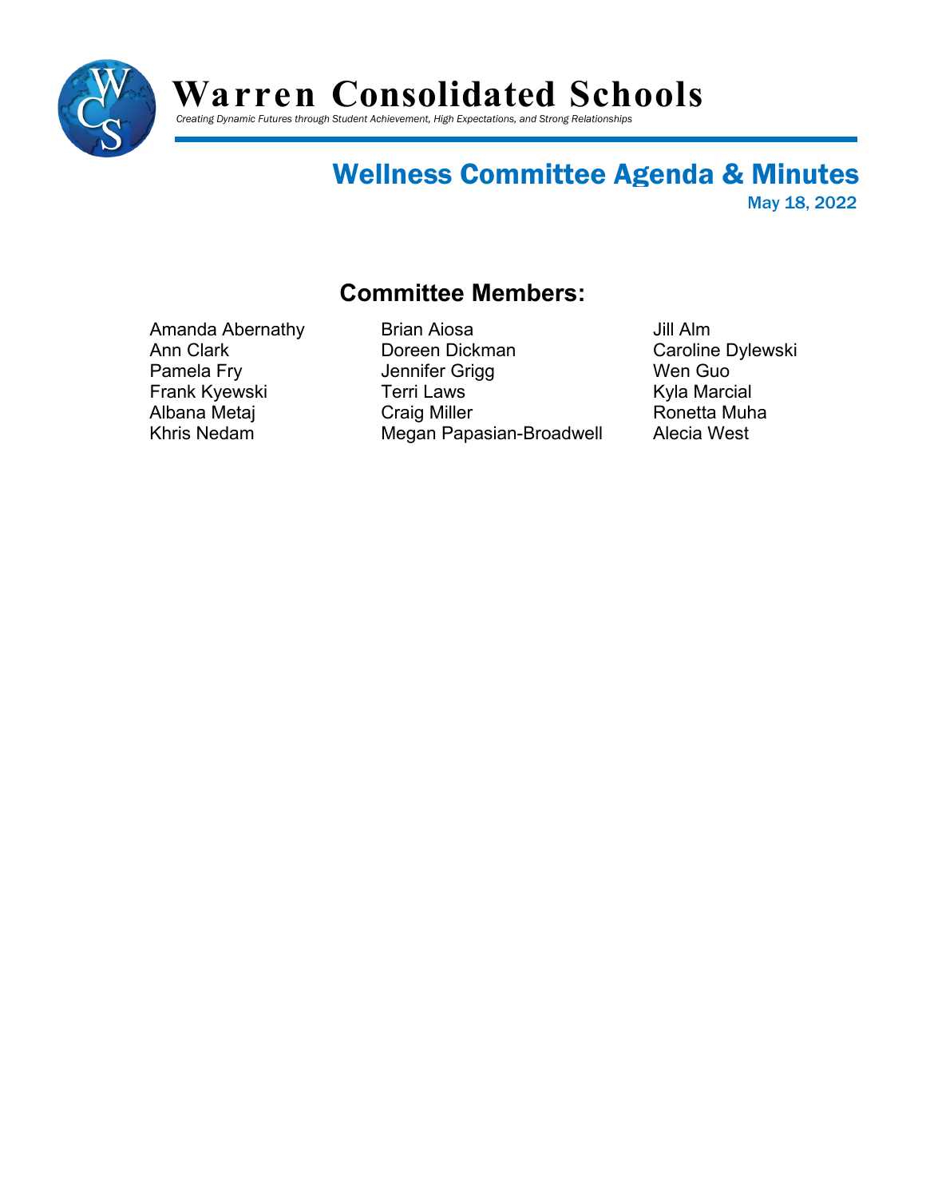# Warren Consolidated Schools

*Creating Dynamic Futures through Student Achievement, High Expectations, and Strong Relationships*

## Wellness Committee Agenda & Minutes

May 18, 2022

### Committee Members:

| | | |
|---|---|---|
| Amanda Abernathy | Brian Aiosa | Jill Alm |
| Ann Clark | Doreen Dickman | Caroline Dylewski |
| Pamela Fry | Jennifer Grigg | Wen Guo |
| Frank Kyewski | Terri Laws | Kyla Marcial |
| Albana Metaj | Craig Miller | Ronetta Muha |
| Khris Nedam | Megan Papasian-Broadwell | Alecia West |